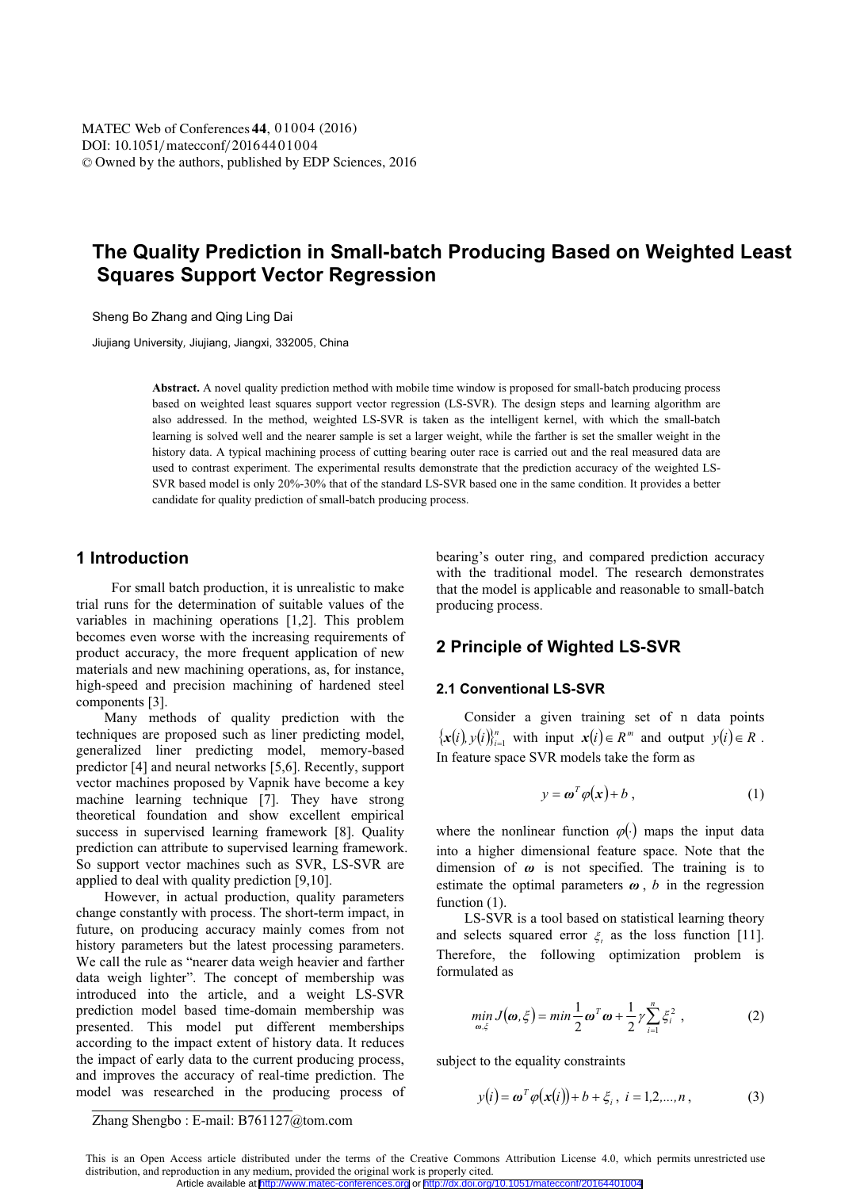# The Quality Prediction in Small-batch Producing Based on Weighted Least Squares Support Vector Regression

Sheng Bo Zhang and Qing Ling Dai

Jiujiang University, Jiujiang, Jiangxi, 332005, China

**Abstract.** A novel quality prediction method with mobile time window is proposed for small-batch producing process based on weighted least squares support vector regression (LS-SVR). The design steps and learning algorithm are also addressed. In the method, weighted LS-SVR is taken as the intelligent kernel, with which the small-batch learning is solved well and the nearer sample is set a larger weight, while the farther is set the smaller weight in the history data. A typical machining process of cutting bearing outer race is carried out and the real measured data are used to contrast experiment. The experimental results demonstrate that the prediction accuracy of the weighted LS-SVR based model is only 20%-30% that of the standard LS-SVR based one in the same condition. It provides a better candidate for quality prediction of small-batch producing process.

## 1 Introduction

For small batch production, it is unrealistic to make trial runs for the determination of suitable values of the variables in machining operations [1,2]. This problem becomes even worse with the increasing requirements of product accuracy, the more frequent application of new materials and new machining operations, as, for instance, high-speed and precision machining of hardened steel components [3].

Many methods of quality prediction with the techniques are proposed such as liner predicting model, generalized liner predicting model, memory-based predictor [4] and neural networks [5,6]. Recently, support vector machines proposed by Vapnik have become a key machine learning technique [7]. They have strong theoretical foundation and show excellent empirical success in supervised learning framework [8]. Quality prediction can attribute to supervised learning framework. So support vector machines such as SVR, LS-SVR are applied to deal with quality prediction [9,10].

However, in actual production, quality parameters change constantly with process. The short-term impact, in future, on producing accuracy mainly comes from not history parameters but the latest processing parameters. We call the rule as "nearer data weigh heavier and farther data weigh lighter". The concept of membership was introduced into the article, and a weight LS-SVR prediction model based time-domain membership was presented. This model put different memberships according to the impact extent of history data. It reduces the impact of early data to the current producing process, and improves the accuracy of real-time prediction. The model was researched in the producing process of bearing's outer ring, and compared prediction accuracy with the traditional model. The research demonstrates that the model is applicable and reasonable to small-batch producing process.

## 2 Principle of Wighted LS-SVR

### 2.1 Conventional LS-SVR

Consider a given training set of n data points $\{\boldsymbol{x}(i), y(i)\}_{i=1}^{n}$ with input $\boldsymbol{x}(i) \in R^{m}$ and output $y(i) \in R$. In feature space SVR models take the form as

$$y = \boldsymbol{\omega}^{T} \varphi(\boldsymbol{x}) + b, \tag{1}$$

where the nonlinear function $\varphi(\cdot)$ maps the input data into a higher dimensional feature space. Note that the dimension of $\boldsymbol{\omega}$ is not specified. The training is to estimate the optimal parameters $\boldsymbol{\omega}$, $b$ in the regression function (1).

LS-SVR is a tool based on statistical learning theory and selects squared error $\xi_{i}$ as the loss function [11]. Therefore, the following optimization problem is formulated as

$$\min_{\boldsymbol{\omega}, \xi} J(\boldsymbol{\omega}, \xi) = \min \frac{1}{2} \boldsymbol{\omega}^{T} \boldsymbol{\omega} + \frac{1}{2} \gamma \sum_{i=1}^{n} \xi_{i}^{2}, \tag{2}$$

subject to the equality constraints

$$y(i) = \boldsymbol{\omega}^{T} \varphi(\boldsymbol{x}(i)) + b + \xi_{i}, \; i = 1,2,...,n, \tag{3}$$

Zhang Shengbo : E-mail: B761127@tom.com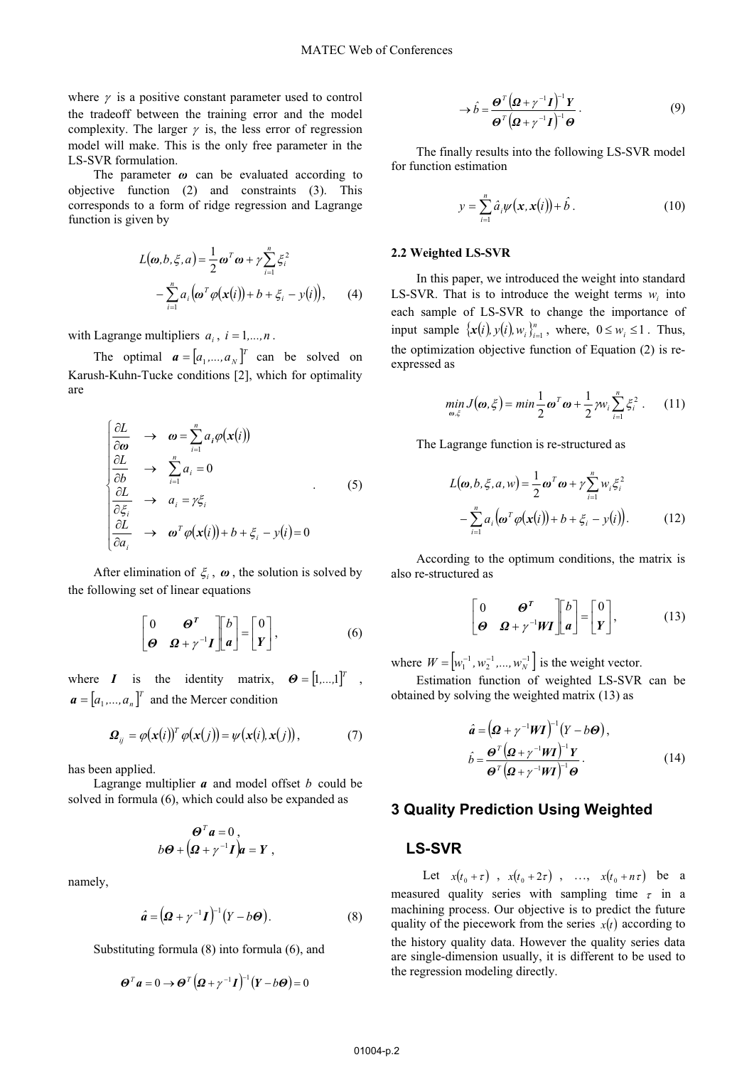where $\gamma$ is a positive constant parameter used to control the tradeoff between the training error and the model complexity. The larger $\gamma$ is, the less error of regression model will make. This is the only free parameter in the LS-SVR formulation.

The parameter $\boldsymbol{\omega}$ can be evaluated according to objective function (2) and constraints (3). This corresponds to a form of ridge regression and Lagrange function is given by

$$L(\boldsymbol{\omega}, b, \xi, a) = \frac{1}{2}\boldsymbol{\omega}^T\boldsymbol{\omega} + \gamma\sum_{i=1}^{n}\xi_i^2 - \sum_{i=1}^{n} a_i\left(\boldsymbol{\omega}^T\varphi(\boldsymbol{x}(i)) + b + \xi_i - y(i)\right), \tag{4}$$

with Lagrange multipliers $a_i$, $i = 1, ..., n$.

The optimal $\boldsymbol{a} = [a_1, ..., a_N]^T$ can be solved on Karush-Kuhn-Tucke conditions [2], which for optimality are

$$\begin{cases} \dfrac{\partial L}{\partial \boldsymbol{\omega}} & \rightarrow \quad \boldsymbol{\omega} = \sum_{i=1}^{n} a_i \varphi(\boldsymbol{x}(i)) \\ \dfrac{\partial L}{\partial b} & \rightarrow \quad \sum_{i=1}^{n} a_i = 0 \\ \dfrac{\partial L}{\partial \xi_i} & \rightarrow \quad a_i = \gamma \xi_i \\ \dfrac{\partial L}{\partial a_i} & \rightarrow \quad \boldsymbol{\omega}^T\varphi(\boldsymbol{x}(i)) + b + \xi_i - y(i) = 0 \end{cases}. \tag{5}$$

After elimination of $\xi_i$, $\boldsymbol{\omega}$, the solution is solved by the following set of linear equations

$$\begin{bmatrix} 0 & \boldsymbol{\Theta}^T \\ \boldsymbol{\Theta} & \boldsymbol{\Omega} + \gamma^{-1}\boldsymbol{I} \end{bmatrix} \begin{bmatrix} b \\ \boldsymbol{a} \end{bmatrix} = \begin{bmatrix} 0 \\ \boldsymbol{Y} \end{bmatrix}, \tag{6}$$

where $\boldsymbol{I}$ is the identity matrix, $\boldsymbol{\Theta} = [1, ..., 1]^T$, $\boldsymbol{a} = [a_1, ..., a_n]^T$ and the Mercer condition

$$\boldsymbol{\Omega}_{ij} = \varphi(\boldsymbol{x}(i))^T\varphi(\boldsymbol{x}(j)) = \psi(\boldsymbol{x}(i), \boldsymbol{x}(j)), \tag{7}$$

has been applied.

Lagrange multiplier $\boldsymbol{a}$ and model offset $b$ could be solved in formula (6), which could also be expanded as

$$\boldsymbol{\Theta}^T\boldsymbol{a} = 0,$$
$$b\boldsymbol{\Theta} + \left(\boldsymbol{\Omega} + \gamma^{-1}\boldsymbol{I}\right)\boldsymbol{a} = \boldsymbol{Y},$$

namely,

$$\hat{\boldsymbol{a}} = \left(\boldsymbol{\Omega} + \gamma^{-1}\boldsymbol{I}\right)^{-1}(Y - b\boldsymbol{\Theta}). \tag{8}$$

Substituting formula (8) into formula (6), and

$$\boldsymbol{\Theta}^T\boldsymbol{a} = 0 \rightarrow \boldsymbol{\Theta}^T\left(\boldsymbol{\Omega} + \gamma^{-1}\boldsymbol{I}\right)^{-1}(\boldsymbol{Y} - b\boldsymbol{\Theta}) = 0$$

$$\rightarrow \hat{b} = \frac{\boldsymbol{\Theta}^T\left(\boldsymbol{\Omega} + \gamma^{-1}\boldsymbol{I}\right)^{-1}\boldsymbol{Y}}{\boldsymbol{\Theta}^T\left(\boldsymbol{\Omega} + \gamma^{-1}\boldsymbol{I}\right)^{-1}\boldsymbol{\Theta}}. \tag{9}$$

The finally results into the following LS-SVR model for function estimation

$$y = \sum_{i=1}^{n} \hat{a}_i\psi(\boldsymbol{x}, \boldsymbol{x}(i)) + \hat{b}. \tag{10}$$

### 2.2 Weighted LS-SVR

In this paper, we introduced the weight into standard LS-SVR. That is to introduce the weight terms $w_i$ into each sample of LS-SVR to change the importance of input sample $\{\boldsymbol{x}(i), y(i), w_i\}_{i=1}^{n}$, where, $0 \le w_i \le 1$. Thus, the optimization objective function of Equation (2) is re-expressed as

$$\min_{\boldsymbol{\omega}, \xi} J(\boldsymbol{\omega}, \xi) = \min \frac{1}{2}\boldsymbol{\omega}^T\boldsymbol{\omega} + \frac{1}{2}\gamma w_i\sum_{i=1}^{n}\xi_i^2. \tag{11}$$

The Lagrange function is re-structured as

$$L(\boldsymbol{\omega}, b, \xi, a, w) = \frac{1}{2}\boldsymbol{\omega}^T\boldsymbol{\omega} + \gamma\sum_{i=1}^{n} w_i\xi_i^2 - \sum_{i=1}^{n} a_i\left(\boldsymbol{\omega}^T\varphi(\boldsymbol{x}(i)) + b + \xi_i - y(i)\right). \tag{12}$$

According to the optimum conditions, the matrix is also re-structured as

$$\begin{bmatrix} 0 & \boldsymbol{\Theta}^T \\ \boldsymbol{\Theta} & \boldsymbol{\Omega} + \gamma^{-1}\boldsymbol{WI} \end{bmatrix} \begin{bmatrix} b \\ \boldsymbol{a} \end{bmatrix} = \begin{bmatrix} 0 \\ \boldsymbol{Y} \end{bmatrix}, \tag{13}$$

where $W = \left[w_1^{-1}, w_2^{-1}, ..., w_N^{-1}\right]$ is the weight vector.

Estimation function of weighted LS-SVR can be obtained by solving the weighted matrix (13) as

$$\hat{\boldsymbol{a}} = \left(\boldsymbol{\Omega} + \gamma^{-1}\boldsymbol{WI}\right)^{-1}(Y - b\boldsymbol{\Theta}),$$
$$\hat{b} = \frac{\boldsymbol{\Theta}^T\left(\boldsymbol{\Omega} + \gamma^{-1}\boldsymbol{WI}\right)^{-1}\boldsymbol{Y}}{\boldsymbol{\Theta}^T\left(\boldsymbol{\Omega} + \gamma^{-1}\boldsymbol{WI}\right)^{-1}\boldsymbol{\Theta}}. \tag{14}$$

## 3 Quality Prediction Using Weighted LS-SVR

Let $x(t_0 + \tau)$, $x(t_0 + 2\tau)$, ..., $x(t_0 + n\tau)$ be a measured quality series with sampling time $\tau$ in a machining process. Our objective is to predict the future quality of the piecework from the series $x(t)$ according to the history quality data. However the quality series data are single-dimension usually, it is different to be used to the regression modeling directly.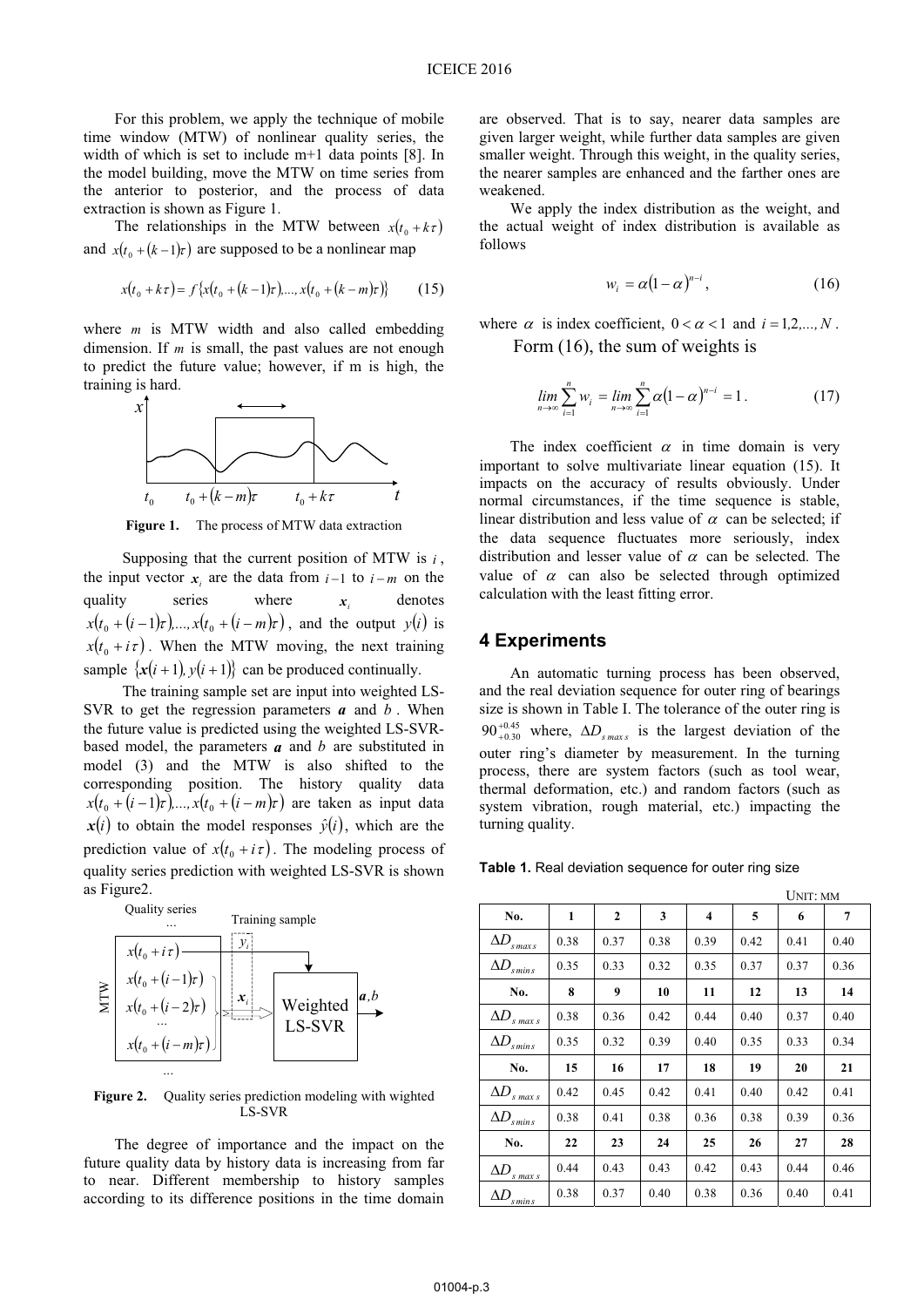For this problem, we apply the technique of mobile time window (MTW) of nonlinear quality series, the width of which is set to include m+1 data points [8]. In the model building, move the MTW on time series from the anterior to posterior, and the process of data extraction is shown as Figure 1.

The relationships in the MTW between $x(t_0 + k\tau)$ and $x(t_0 + (k-1)\tau)$ are supposed to be a nonlinear map

$$x(t_0 + k\tau) = f\{x(t_0 + (k-1)\tau),..., x(t_0 + (k-m)\tau)\} \tag{15}$$

where $m$ is MTW width and also called embedding dimension. If $m$ is small, the past values are not enough to predict the future value; however, if m is high, the training is hard.

**Figure 1.** The process of MTW data extraction

Supposing that the current position of MTW is $i$, the input vector $\boldsymbol{x}_i$ are the data from $i-1$ to $i-m$ on the quality series where $\boldsymbol{x}_i$ denotes $x(t_0 + (i-1)\tau),..., x(t_0 + (i-m)\tau)$, and the output $y(i)$ is $x(t_0 + i\tau)$. When the MTW moving, the next training sample $\{\boldsymbol{x}(i+1), y(i+1)\}$ can be produced continually.

The training sample set are input into weighted LS-SVR to get the regression parameters $\boldsymbol{a}$ and $b$. When the future value is predicted using the weighted LS-SVR-based model, the parameters $\boldsymbol{a}$ and $b$ are substituted in model (3) and the MTW is also shifted to the corresponding position. The history quality data $x(t_0 + (i-1)\tau),..., x(t_0 + (i-m)\tau)$ are taken as input data $\boldsymbol{x}(i)$ to obtain the model responses $\hat{y}(i)$, which are the prediction value of $x(t_0 + i\tau)$. The modeling process of quality series prediction with weighted LS-SVR is shown as Figure2.

**Figure 2.** Quality series prediction modeling with wighted LS-SVR

The degree of importance and the impact on the future quality data by history data is increasing from far to near. Different membership to history samples according to its difference positions in the time domain are observed. That is to say, nearer data samples are given larger weight, while further data samples are given smaller weight. Through this weight, in the quality series, the nearer samples are enhanced and the farther ones are weakened.

We apply the index distribution as the weight, and the actual weight of index distribution is available as follows

$$w_i = \alpha(1-\alpha)^{n-i}, \tag{16}$$

where $\alpha$ is index coefficient, $0 < \alpha < 1$ and $i = 1,2,..., N$.

Form (16), the sum of weights is

$$\lim_{n\to\infty} \sum_{i=1}^{n} w_i = \lim_{n\to\infty} \sum_{i=1}^{n} \alpha(1-\alpha)^{n-i} = 1. \tag{17}$$

The index coefficient $\alpha$ in time domain is very important to solve multivariate linear equation (15). It impacts on the accuracy of results obviously. Under normal circumstances, if the time sequence is stable, linear distribution and less value of $\alpha$ can be selected; if the data sequence fluctuates more seriously, index distribution and lesser value of $\alpha$ can be selected. The value of $\alpha$ can also be selected through optimized calculation with the least fitting error.

## 4 Experiments

An automatic turning process has been observed, and the real deviation sequence for outer ring of bearings size is shown in Table I. The tolerance of the outer ring is $90^{+0.45}_{+0.30}$ where, $\Delta D_{s\,max\,s}$ is the largest deviation of the outer ring's diameter by measurement. In the turning process, there are system factors (such as tool wear, thermal deformation, etc.) and random factors (such as system vibration, rough material, etc.) impacting the turning quality.

**Table 1.** Real deviation sequence for outer ring size

UNIT: MM

| No. | 1 | 2 | 3 | 4 | 5 | 6 | 7 |
|---|---|---|---|---|---|---|---|
| $\Delta D_{s\,max\,s}$ | 0.38 | 0.37 | 0.38 | 0.39 | 0.42 | 0.41 | 0.40 |
| $\Delta D_{s\,min\,s}$ | 0.35 | 0.33 | 0.32 | 0.35 | 0.37 | 0.37 | 0.36 |
| **No.** | **8** | **9** | **10** | **11** | **12** | **13** | **14** |
| $\Delta D_{s\,max\,s}$ | 0.38 | 0.36 | 0.42 | 0.44 | 0.40 | 0.37 | 0.40 |
| $\Delta D_{s\,min\,s}$ | 0.35 | 0.32 | 0.39 | 0.40 | 0.35 | 0.33 | 0.34 |
| **No.** | **15** | **16** | **17** | **18** | **19** | **20** | **21** |
| $\Delta D_{s\,max\,s}$ | 0.42 | 0.45 | 0.42 | 0.41 | 0.40 | 0.42 | 0.41 |
| $\Delta D_{s\,min\,s}$ | 0.38 | 0.41 | 0.38 | 0.36 | 0.38 | 0.39 | 0.36 |
| **No.** | **22** | **23** | **24** | **25** | **26** | **27** | **28** |
| $\Delta D_{s\,max\,s}$ | 0.44 | 0.43 | 0.43 | 0.42 | 0.43 | 0.44 | 0.46 |
| $\Delta D_{s\,min\,s}$ | 0.38 | 0.37 | 0.40 | 0.38 | 0.36 | 0.40 | 0.41 |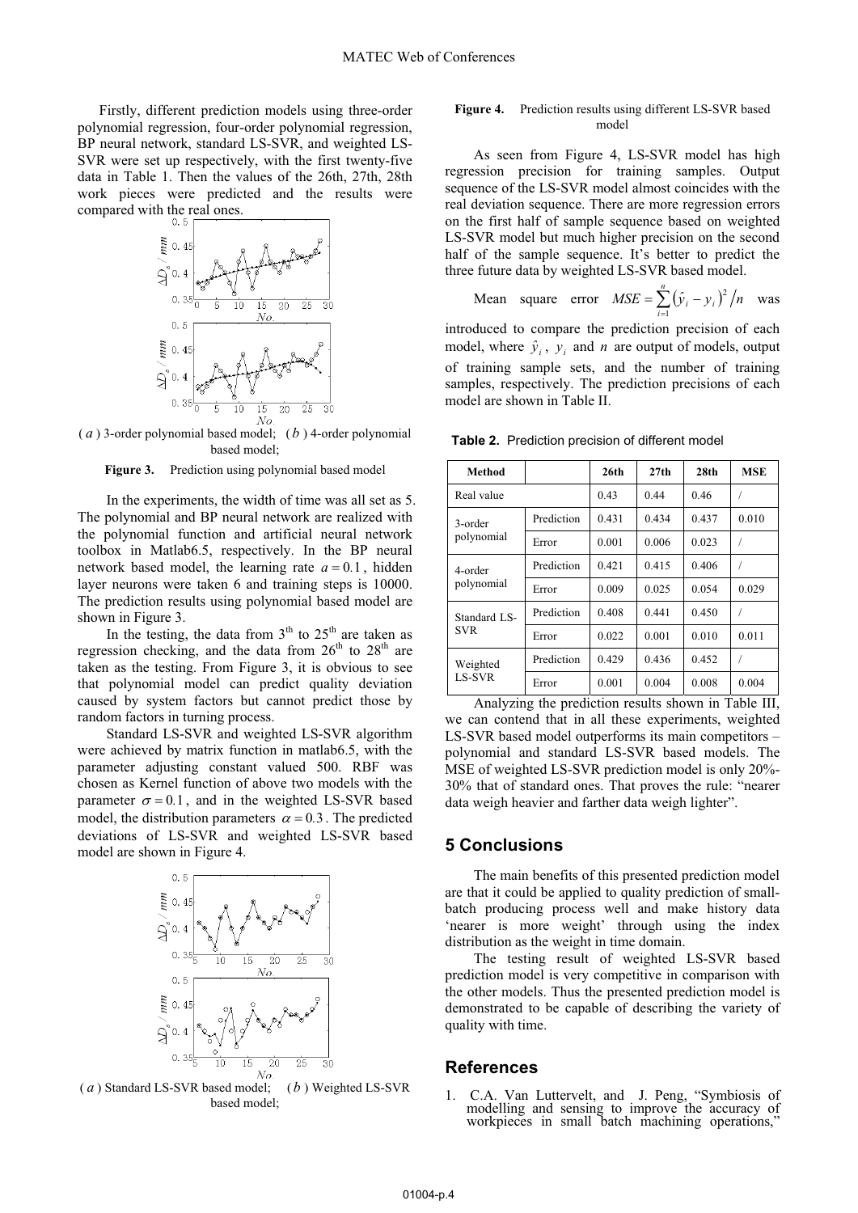Firstly, different prediction models using three-order polynomial regression, four-order polynomial regression, BP neural network, standard LS-SVR, and weighted LS-SVR were set up respectively, with the first twenty-five data in Table 1. Then the values of the 26th, 27th, 28th work pieces were predicted and the results were compared with the real ones.

( $a$ ) 3-order polynomial based model; ( $b$ ) 4-order polynomial based model;

**Figure 3.** Prediction using polynomial based model

In the experiments, the width of time was all set as 5. The polynomial and BP neural network are realized with the polynomial function and artificial neural network toolbox in Matlab6.5, respectively. In the BP neural network based model, the learning rate $a = 0.1$, hidden layer neurons were taken 6 and training steps is 10000. The prediction results using polynomial based model are shown in Figure 3.

In the testing, the data from 3th to 25th are taken as regression checking, and the data from 26th to 28th are taken as the testing. From Figure 3, it is obvious to see that polynomial model can predict quality deviation caused by system factors but cannot predict those by random factors in turning process.

Standard LS-SVR and weighted LS-SVR algorithm were achieved by matrix function in matlab6.5, with the parameter adjusting constant valued 500. RBF was chosen as Kernel function of above two models with the parameter $\sigma = 0.1$, and in the weighted LS-SVR based model, the distribution parameters $\alpha = 0.3$. The predicted deviations of LS-SVR and weighted LS-SVR based model are shown in Figure 4.

( $a$ ) Standard LS-SVR based model; ( $b$ ) Weighted LS-SVR based model;

**Figure 4.** Prediction results using different LS-SVR based model

As seen from Figure 4, LS-SVR model has high regression precision for training samples. Output sequence of the LS-SVR model almost coincides with the real deviation sequence. There are more regression errors on the first half of sample sequence based on weighted LS-SVR model but much higher precision on the second half of the sample sequence. It's better to predict the three future data by weighted LS-SVR based model.

Mean square error $MSE = \sum_{i=1}^{n} \left(\hat{y}_i - y_i\right)^2 / n$ was introduced to compare the prediction precision of each model, where $\hat{y}_i$, $y_i$ and $n$ are output of models, output of training sample sets, and the number of training samples, respectively. The prediction precisions of each model are shown in Table II.

**Table 2.** Prediction precision of different model

| Method | | 26th | 27th | 28th | MSE |
|---|---|---|---|---|---|
| Real value | | 0.43 | 0.44 | 0.46 | / |
| 3-order polynomial | Prediction | 0.431 | 0.434 | 0.437 | 0.010 |
| | Error | 0.001 | 0.006 | 0.023 | / |
| 4-order polynomial | Prediction | 0.421 | 0.415 | 0.406 | / |
| | Error | 0.009 | 0.025 | 0.054 | 0.029 |
| Standard LS-SVR | Prediction | 0.408 | 0.441 | 0.450 | / |
| | Error | 0.022 | 0.001 | 0.010 | 0.011 |
| Weighted LS-SVR | Prediction | 0.429 | 0.436 | 0.452 | / |
| | Error | 0.001 | 0.004 | 0.008 | 0.004 |

Analyzing the prediction results shown in Table III, we can contend that in all these experiments, weighted LS-SVR based model outperforms its main competitors – polynomial and standard LS-SVR based models. The MSE of weighted LS-SVR prediction model is only 20%-30% that of standard ones. That proves the rule: "nearer data weigh heavier and farther data weigh lighter".

## 5 Conclusions

The main benefits of this presented prediction model are that it could be applied to quality prediction of small-batch producing process well and make history data 'nearer is more weight' through using the index distribution as the weight in time domain.

The testing result of weighted LS-SVR based prediction model is very competitive in comparison with the other models. Thus the presented prediction model is demonstrated to be capable of describing the variety of quality with time.

## References

1. C.A. Van Luttervelt, and J. Peng, "Symbiosis of modelling and sensing to improve the accuracy of workpieces in small batch machining operations,"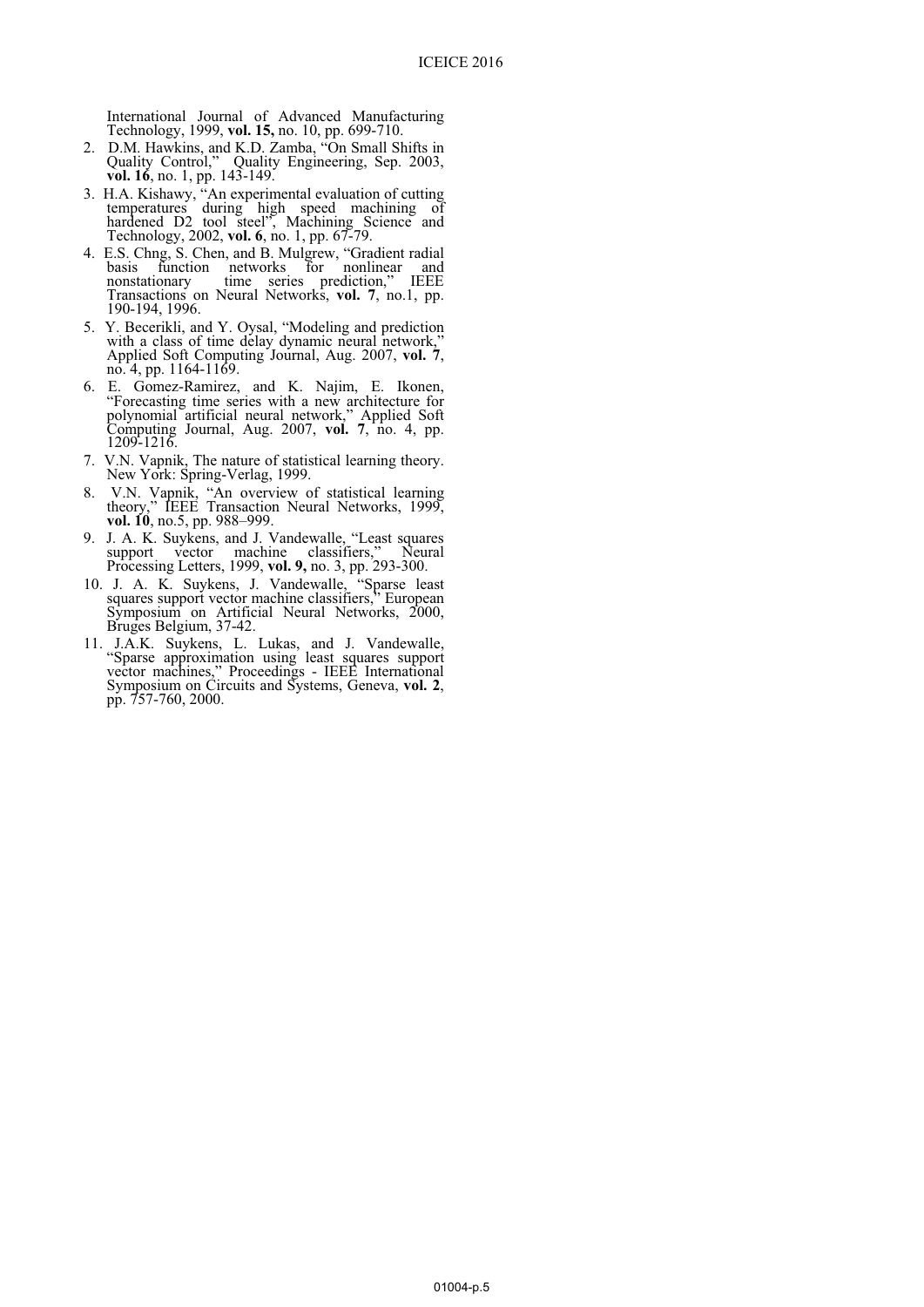International Journal of Advanced Manufacturing Technology, 1999, **vol. 15,** no. 10, pp. 699-710.

2. D.M. Hawkins, and K.D. Zamba, "On Small Shifts in Quality Control," Quality Engineering, Sep. 2003, **vol. 16**, no. 1, pp. 143-149.
3. H.A. Kishawy, "An experimental evaluation of cutting temperatures during high speed machining of hardened D2 tool steel", Machining Science and Technology, 2002, **vol. 6**, no. 1, pp. 67-79.
4. E.S. Chng, S. Chen, and B. Mulgrew, "Gradient radial basis function networks for nonlinear and nonstationary time series prediction," IEEE Transactions on Neural Networks, **vol. 7**, no.1, pp. 190-194, 1996.
5. Y. Becerikli, and Y. Oysal, "Modeling and prediction with a class of time delay dynamic neural network," Applied Soft Computing Journal, Aug. 2007, **vol. 7**, no. 4, pp. 1164-1169.
6. E. Gomez-Ramirez, and K. Najim, E. Ikonen, "Forecasting time series with a new architecture for polynomial artificial neural network," Applied Soft Computing Journal, Aug. 2007, **vol. 7**, no. 4, pp. 1209-1216.
7. V.N. Vapnik, The nature of statistical learning theory. New York: Spring-Verlag, 1999.
8. V.N. Vapnik, "An overview of statistical learning theory," IEEE Transaction Neural Networks, 1999, **vol. 10**, no.5, pp. 988–999.
9. J. A. K. Suykens, and J. Vandewalle, "Least squares support vector machine classifiers," Neural Processing Letters, 1999, **vol. 9,** no. 3, pp. 293-300.
10. J. A. K. Suykens, J. Vandewalle, "Sparse least squares support vector machine classifiers," European Symposium on Artificial Neural Networks, 2000, Bruges Belgium, 37-42.
11. J.A.K. Suykens, L. Lukas, and J. Vandewalle, "Sparse approximation using least squares support vector machines," Proceedings - IEEE International Symposium on Circuits and Systems, Geneva, **vol. 2**, pp. 757-760, 2000.